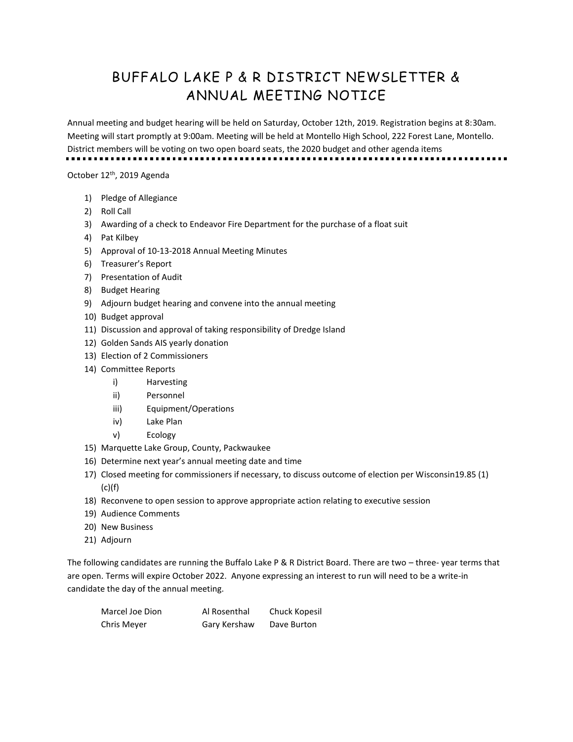# BUFFALO LAKE P & R DISTRICT NEWSLETTER & ANNUAL MEETING NOTICE

Annual meeting and budget hearing will be held on Saturday, October 12th, 2019. Registration begins at 8:30am. Meeting will start promptly at 9:00am. Meeting will be held at Montello High School, 222 Forest Lane, Montello. District members will be voting on two open board seats, the 2020 budget and other agenda items

---

October 12th, 2019 Agenda

1) Pledge of Allegiance
2) Roll Call
3) Awarding of a check to Endeavor Fire Department for the purchase of a float suit
4) Pat Kilbey
5) Approval of 10-13-2018 Annual Meeting Minutes
6) Treasurer's Report
7) Presentation of Audit
8) Budget Hearing
9) Adjourn budget hearing and convene into the annual meeting
10) Budget approval
11) Discussion and approval of taking responsibility of Dredge Island
12) Golden Sands AIS yearly donation
13) Election of 2 Commissioners
14) Committee Reports
    i) Harvesting
    ii) Personnel
    iii) Equipment/Operations
    iv) Lake Plan
    v) Ecology
15) Marquette Lake Group, County, Packwaukee
16) Determine next year's annual meeting date and time
17) Closed meeting for commissioners if necessary, to discuss outcome of election per Wisconsin19.85 (1)(c)(f)
18) Reconvene to open session to approve appropriate action relating to executive session
19) Audience Comments
20) New Business
21) Adjourn

The following candidates are running the Buffalo Lake P & R District Board. There are two – three- year terms that are open. Terms will expire October 2022. Anyone expressing an interest to run will need to be a write-in candidate the day of the annual meeting.

| | | |
|---|---|---|
| Marcel Joe Dion | Al Rosenthal | Chuck Kopesil |
| Chris Meyer | Gary Kershaw | Dave Burton |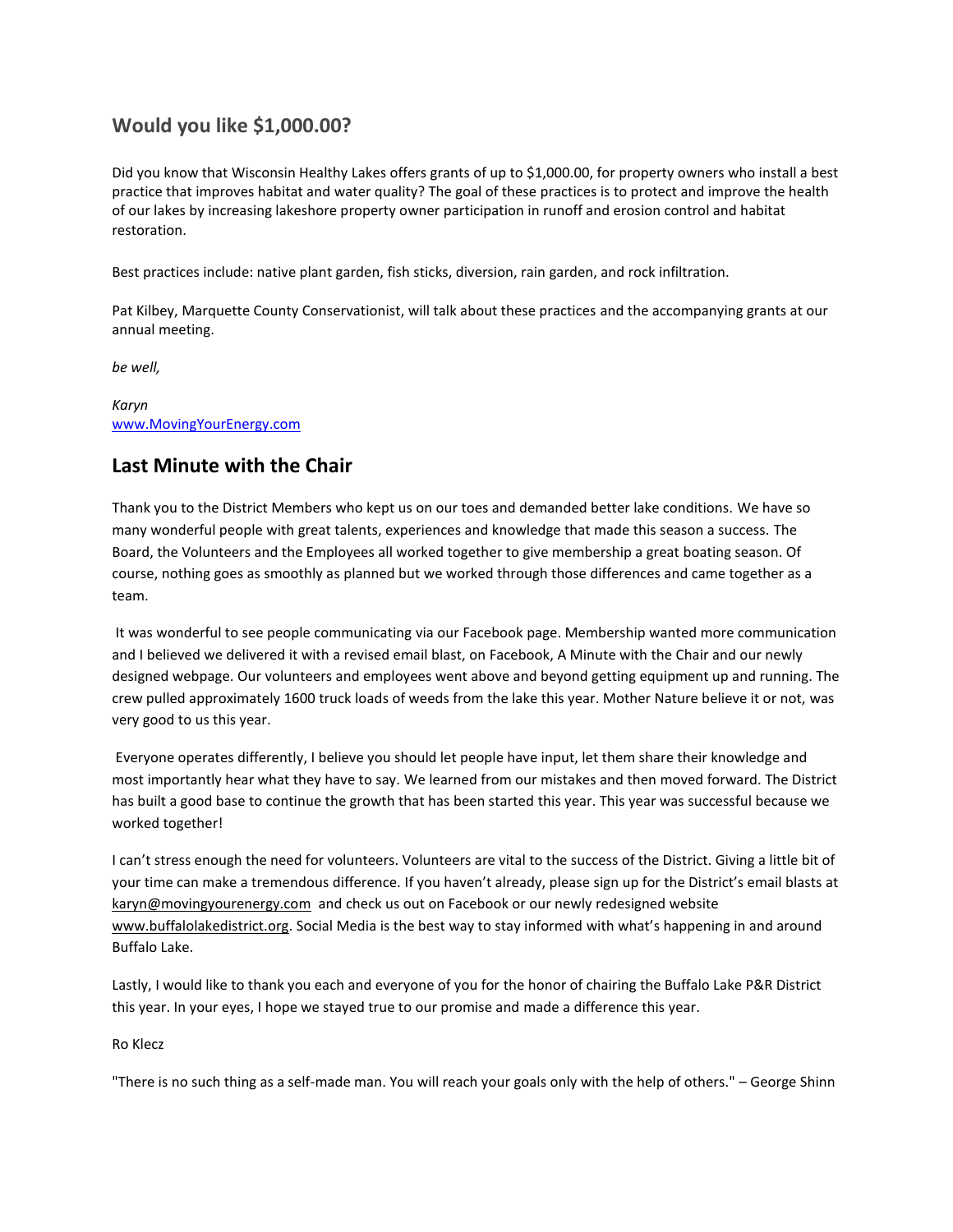## Would you like $1,000.00?

Did you know that Wisconsin Healthy Lakes offers grants of up to $1,000.00, for property owners who install a best practice that improves habitat and water quality? The goal of these practices is to protect and improve the health of our lakes by increasing lakeshore property owner participation in runoff and erosion control and habitat restoration.

Best practices include: native plant garden, fish sticks, diversion, rain garden, and rock infiltration.

Pat Kilbey, Marquette County Conservationist, will talk about these practices and the accompanying grants at our annual meeting.

*be well,*

*Karyn*
www.MovingYourEnergy.com

## Last Minute with the Chair

Thank you to the District Members who kept us on our toes and demanded better lake conditions. We have so many wonderful people with great talents, experiences and knowledge that made this season a success. The Board, the Volunteers and the Employees all worked together to give membership a great boating season. Of course, nothing goes as smoothly as planned but we worked through those differences and came together as a team.

It was wonderful to see people communicating via our Facebook page. Membership wanted more communication and I believed we delivered it with a revised email blast, on Facebook, A Minute with the Chair and our newly designed webpage. Our volunteers and employees went above and beyond getting equipment up and running. The crew pulled approximately 1600 truck loads of weeds from the lake this year. Mother Nature believe it or not, was very good to us this year.

Everyone operates differently, I believe you should let people have input, let them share their knowledge and most importantly hear what they have to say. We learned from our mistakes and then moved forward. The District has built a good base to continue the growth that has been started this year. This year was successful because we worked together!

I can't stress enough the need for volunteers. Volunteers are vital to the success of the District. Giving a little bit of your time can make a tremendous difference. If you haven't already, please sign up for the District's email blasts at karyn@movingyourenergy.com and check us out on Facebook or our newly redesigned website www.buffalolakedistrict.org. Social Media is the best way to stay informed with what's happening in and around Buffalo Lake.

Lastly, I would like to thank you each and everyone of you for the honor of chairing the Buffalo Lake P&R District this year. In your eyes, I hope we stayed true to our promise and made a difference this year.

Ro Klecz

"There is no such thing as a self-made man. You will reach your goals only with the help of others." – George Shinn